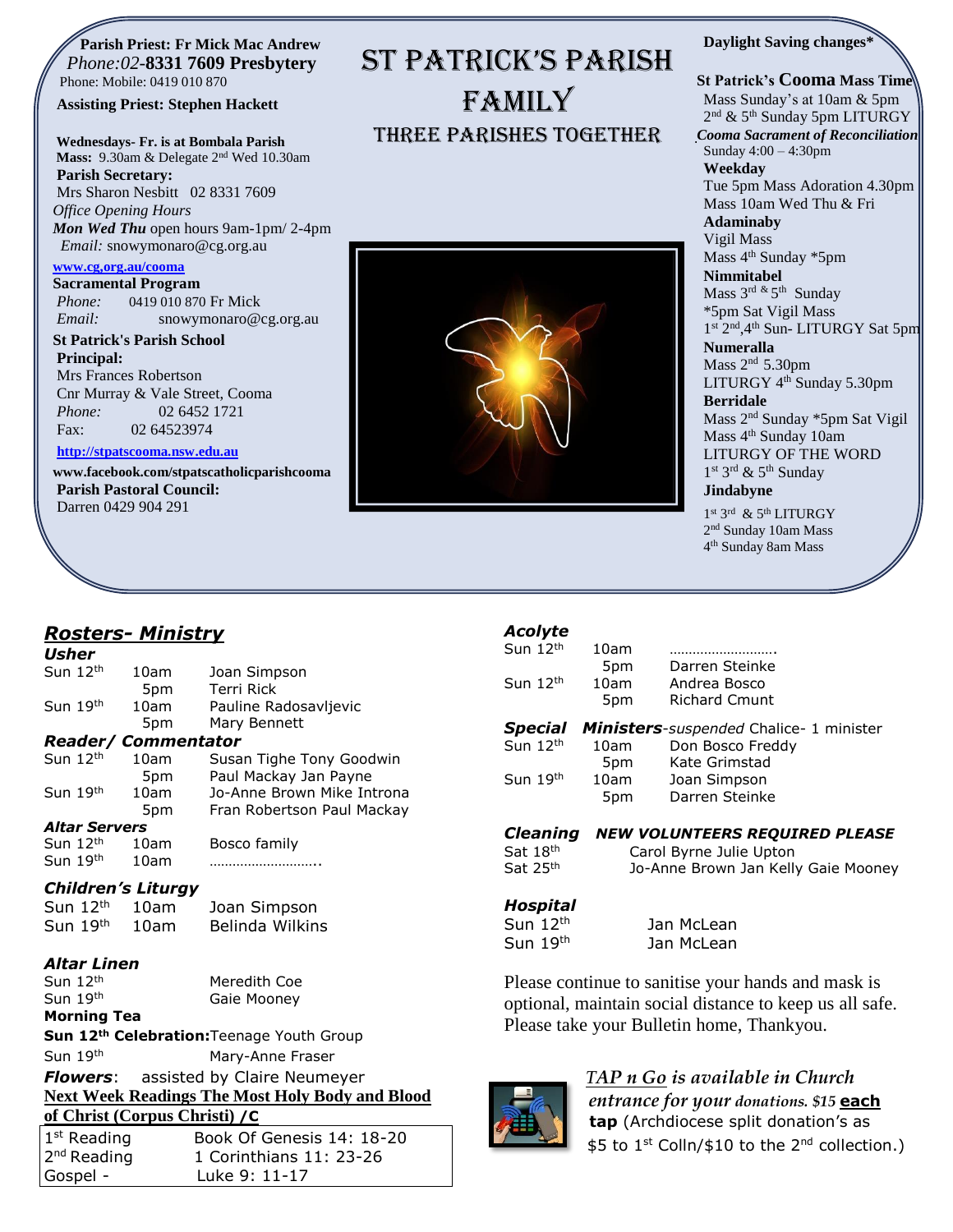**Parish Priest: Fr Mick Mac Andrew**
*Phone:02*-**8331 7609 Presbytery**
Phone: Mobile: 0419 010 870

**Assisting Priest: Stephen Hackett**

**Wednesdays- Fr. is at Bombala Parish**
**Mass:** 9.30am & Delegate 2nd Wed 10.30am

**Parish Secretary:**
Mrs Sharon Nesbitt 02 8331 7609
*Office Opening Hours*
***Mon Wed Thu*** open hours 9am-1pm/ 2-4pm
*Email:* snowymonaro@cg.org.au

www.cg,org.au/cooma

**Sacramental Program**
*Phone:* 0419 010 870 Fr Mick
*Email:* snowymonaro@cg.org.au

**St Patrick's Parish School**
**Principal:**
Mrs Frances Robertson
Cnr Murray & Vale Street, Cooma
*Phone:* 02 6452 1721
Fax: 02 64523974

http://stpatscooma.nsw.edu.au

**www.facebook.com/stpatscatholicparishcooma**

**Parish Pastoral Council:**
Darren 0429 904 291

# ST PATRICK'S PARISH FAMILY

## THREE PARISHES TOGETHER

**Daylight Saving changes***

**St Patrick's Cooma Mass Time**
Mass Sunday's at 10am & 5pm
2nd & 5th Sunday 5pm LITURGY
***Cooma Sacrament of Reconciliation***
Sunday 4:00 – 4:30pm
**Weekday**
Tue 5pm Mass Adoration 4.30pm
Mass 10am Wed Thu & Fri

**Adaminaby**
Vigil Mass
Mass 4th Sunday *5pm

**Nimmitabel**
Mass 3rd & 5th Sunday
*5pm Sat Vigil Mass
1st 2nd,4th Sun- LITURGY Sat 5pm

**Numeralla**
Mass 2nd 5.30pm
LITURGY 4th Sunday 5.30pm

**Berridale**
Mass 2nd Sunday *5pm Sat Vigil
Mass 4th Sunday 10am
LITURGY OF THE WORD
1st 3rd & 5th Sunday

**Jindabyne**
1st 3rd & 5th LITURGY
2nd Sunday 10am Mass
4th Sunday 8am Mass

## ***Rosters- Ministry***

***Usher***

| | | |
|---|---|---|
| Sun 12th | 10am | Joan Simpson |
| | 5pm | Terri Rick |
| Sun 19th | 10am | Pauline Radosavljevic |
| | 5pm | Mary Bennett |

***Reader/ Commentator***

| | | |
|---|---|---|
| Sun 12th | 10am | Susan Tighe Tony Goodwin |
| | 5pm | Paul Mackay Jan Payne |
| Sun 19th | 10am | Jo-Anne Brown Mike Introna |
| | 5pm | Fran Robertson Paul Mackay |

***Altar Servers***

| | | |
|---|---|---|
| Sun 12th | 10am | Bosco family |
| Sun 19th | 10am | ……………………….. |

***Children's Liturgy***

| | | |
|---|---|---|
| Sun 12th | 10am | Joan Simpson |
| Sun 19th | 10am | Belinda Wilkins |

***Altar Linen***

| | |
|---|---|
| Sun 12th | Meredith Coe |
| Sun 19th | Gaie Mooney |

**Morning Tea**

| | |
|---|---|
| **Sun 12th Celebration:** | Teenage Youth Group |
| Sun 19th | Mary-Anne Fraser |

***Flowers***: assisted by Claire Neumeyer

**Next Week Readings The Most Holy Body and Blood of Christ (Corpus Christi) /C**

| | |
|---|---|
| 1st Reading | Book Of Genesis 14: 18-20 |
| 2nd Reading | 1 Corinthians 11: 23-26 |
| Gospel - | Luke 9: 11-17 |

***Acolyte***

| | | |
|---|---|---|
| Sun 12th | 10am | ………………………. |
| | 5pm | Darren Steinke |
| Sun 12th | 10am | Andrea Bosco |
| | 5pm | Richard Cmunt |

***Special Ministers****-suspended* Chalice- 1 minister

| | | |
|---|---|---|
| Sun 12th | 10am | Don Bosco Freddy |
| | 5pm | Kate Grimstad |
| Sun 19th | 10am | Joan Simpson |
| | 5pm | Darren Steinke |

***Cleaning*** ***NEW VOLUNTEERS REQUIRED PLEASE***

| | |
|---|---|
| Sat 18th | Carol Byrne Julie Upton |
| Sat 25th | Jo-Anne Brown Jan Kelly Gaie Mooney |

***Hospital***

| | |
|---|---|
| Sun 12th | Jan McLean |
| Sun 19th | Jan McLean |

Please continue to sanitise your hands and mask is optional, maintain social distance to keep us all safe. Please take your Bulletin home, Thankyou.

*TAP n Go is available in Church entrance for your donations. $15* **each tap** (Archdiocese split donation's as $5 to 1st Colln/$10 to the 2nd collection.)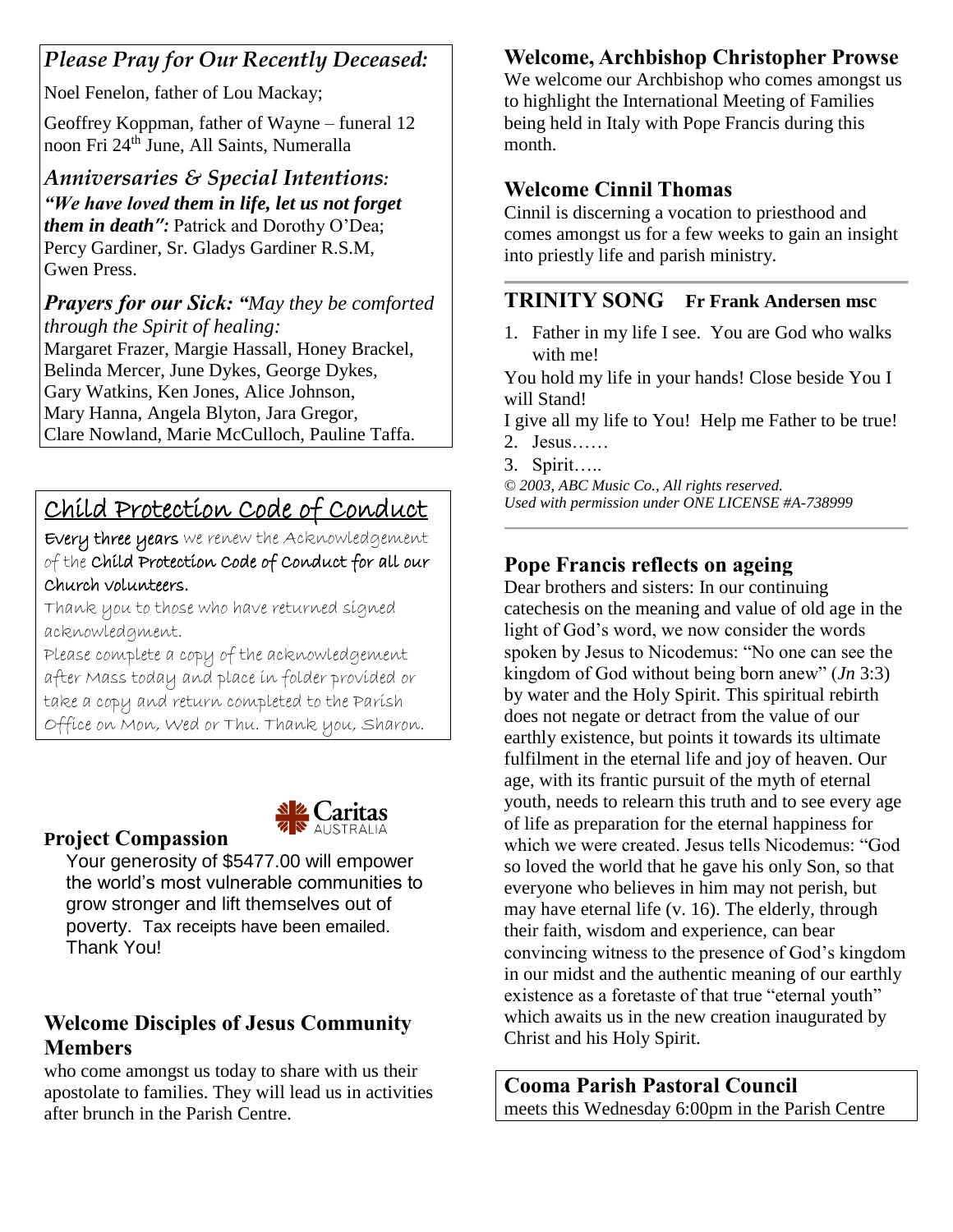## *Please Pray for Our Recently Deceased:*

Noel Fenelon, father of Lou Mackay;

Geoffrey Koppman, father of Wayne – funeral 12 noon Fri 24th June, All Saints, Numeralla

## *Anniversaries & Special Intentions:*

***"We have loved them in life, let us not forget them in death":*** Patrick and Dorothy O'Dea; Percy Gardiner, Sr. Gladys Gardiner R.S.M, Gwen Press.

***Prayers for our Sick:*** *"May they be comforted through the Spirit of healing:* Margaret Frazer, Margie Hassall, Honey Brackel, Belinda Mercer, June Dykes, George Dykes, Gary Watkins, Ken Jones, Alice Johnson, Mary Hanna, Angela Blyton, Jara Gregor, Clare Nowland, Marie McCulloch, Pauline Taffa.

## Child Protection Code of Conduct

**Every three years** we renew the Acknowledgement of the **Child Protection Code of Conduct for all our Church volunteers.**

Thank you to those who have returned signed acknowledgment.

Please complete a copy of the acknowledgement after Mass today and place in folder provided or take a copy and return completed to the Parish Office on Mon, Wed or Thu. Thank you, Sharon.

## Project Compassion

Caritas AUSTRALIA

Your generosity of $5477.00 will empower the world's most vulnerable communities to grow stronger and lift themselves out of poverty. Tax receipts have been emailed. Thank You!

## Welcome Disciples of Jesus Community Members

who come amongst us today to share with us their apostolate to families. They will lead us in activities after brunch in the Parish Centre.

## Welcome, Archbishop Christopher Prowse

We welcome our Archbishop who comes amongst us to highlight the International Meeting of Families being held in Italy with Pope Francis during this month.

## Welcome Cinnil Thomas

Cinnil is discerning a vocation to priesthood and comes amongst us for a few weeks to gain an insight into priestly life and parish ministry.

## TRINITY SONG **Fr Frank Andersen msc**

1. Father in my life I see. You are God who walks with me!

You hold my life in your hands! Close beside You I will Stand!

I give all my life to You! Help me Father to be true!

2. Jesus……
3. Spirit…..

*© 2003, ABC Music Co., All rights reserved.*
*Used with permission under ONE LICENSE #A-738999*

## Pope Francis reflects on ageing

Dear brothers and sisters: In our continuing catechesis on the meaning and value of old age in the light of God's word, we now consider the words spoken by Jesus to Nicodemus: "No one can see the kingdom of God without being born anew" (*Jn* 3:3) by water and the Holy Spirit. This spiritual rebirth does not negate or detract from the value of our earthly existence, but points it towards its ultimate fulfilment in the eternal life and joy of heaven. Our age, with its frantic pursuit of the myth of eternal youth, needs to relearn this truth and to see every age of life as preparation for the eternal happiness for which we were created. Jesus tells Nicodemus: "God so loved the world that he gave his only Son, so that everyone who believes in him may not perish, but may have eternal life (v. 16). The elderly, through their faith, wisdom and experience, can bear convincing witness to the presence of God's kingdom in our midst and the authentic meaning of our earthly existence as a foretaste of that true "eternal youth" which awaits us in the new creation inaugurated by Christ and his Holy Spirit.

## Cooma Parish Pastoral Council

meets this Wednesday 6:00pm in the Parish Centre